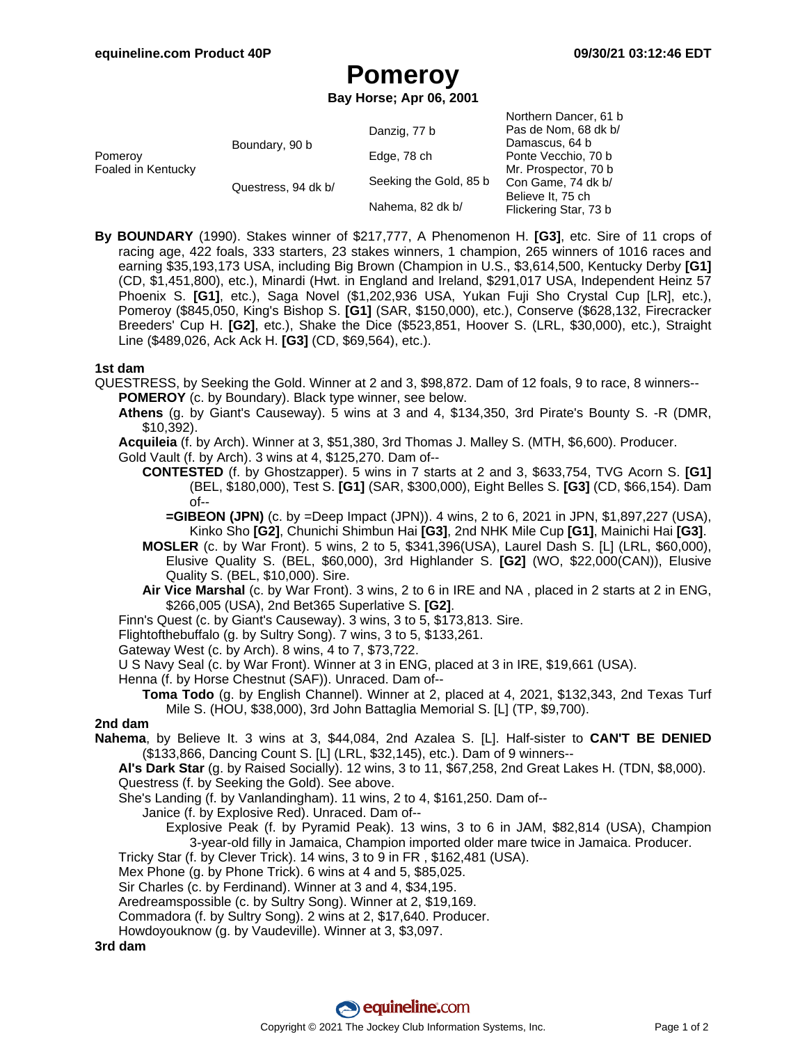# Pomeroy

**Bay Horse; Apr 06, 2001**

| | | | |
|---|---|---|---|
| Pomeroy<br>Foaled in Kentucky | Boundary, 90 b | Danzig, 77 b | Northern Dancer, 61 b<br>Pas de Nom, 68 dk b/ |
| | | Edge, 78 ch | Damascus, 64 b<br>Ponte Vecchio, 70 b |
| | Questress, 94 dk b/ | Seeking the Gold, 85 b | Mr. Prospector, 70 b<br>Con Game, 74 dk b/ |
| | | Nahema, 82 dk b/ | Believe It, 75 ch<br>Flickering Star, 73 b |

**By BOUNDARY** (1990). Stakes winner of $217,777, A Phenomenon H. **[G3]**, etc. Sire of 11 crops of racing age, 422 foals, 333 starters, 23 stakes winners, 1 champion, 265 winners of 1016 races and earning $35,193,173 USA, including Big Brown (Champion in U.S., $3,614,500, Kentucky Derby **[G1]** (CD, $1,451,800), etc.), Minardi (Hwt. in England and Ireland, $291,017 USA, Independent Heinz 57 Phoenix S. **[G1]**, etc.), Saga Novel ($1,202,936 USA, Yukan Fuji Sho Crystal Cup [LR], etc.), Pomeroy ($845,050, King's Bishop S. **[G1]** (SAR, $150,000), etc.), Conserve ($628,132, Firecracker Breeders' Cup H. **[G2]**, etc.), Shake the Dice ($523,851, Hoover S. (LRL, $30,000), etc.), Straight Line ($489,026, Ack Ack H. **[G3]** (CD, $69,564), etc.).

### 1st dam

QUESTRESS, by Seeking the Gold. Winner at 2 and 3, $98,872. Dam of 12 foals, 9 to race, 8 winners--

- **POMEROY** (c. by Boundary). Black type winner, see below.
- **Athens** (g. by Giant's Causeway). 5 wins at 3 and 4, $134,350, 3rd Pirate's Bounty S. -R (DMR, $10,392).
- **Acquileia** (f. by Arch). Winner at 3, $51,380, 3rd Thomas J. Malley S. (MTH, $6,600). Producer.
- Gold Vault (f. by Arch). 3 wins at 4, $125,270. Dam of--
  - **CONTESTED** (f. by Ghostzapper). 5 wins in 7 starts at 2 and 3, $633,754, TVG Acorn S. **[G1]** (BEL, $180,000), Test S. **[G1]** (SAR, $300,000), Eight Belles S. **[G3]** (CD, $66,154). Dam of--
    - **=GIBEON (JPN)** (c. by =Deep Impact (JPN)). 4 wins, 2 to 6, 2021 in JPN, $1,897,227 (USA), Kinko Sho **[G2]**, Chunichi Shimbun Hai **[G3]**, 2nd NHK Mile Cup **[G1]**, Mainichi Hai **[G3]**.
  - **MOSLER** (c. by War Front). 5 wins, 2 to 5, $341,396(USA), Laurel Dash S. [L] (LRL, $60,000), Elusive Quality S. (BEL, $60,000), 3rd Highlander S. **[G2]** (WO, $22,000(CAN)), Elusive Quality S. (BEL, $10,000). Sire.
  - **Air Vice Marshal** (c. by War Front). 3 wins, 2 to 6 in IRE and NA , placed in 2 starts at 2 in ENG, $266,005 (USA), 2nd Bet365 Superlative S. **[G2]**.
- Finn's Quest (c. by Giant's Causeway). 3 wins, 3 to 5, $173,813. Sire.
- Flightofthebuffalo (g. by Sultry Song). 7 wins, 3 to 5, $133,261.
- Gateway West (c. by Arch). 8 wins, 4 to 7, $73,722.
- U S Navy Seal (c. by War Front). Winner at 3 in ENG, placed at 3 in IRE, $19,661 (USA).
- Henna (f. by Horse Chestnut (SAF)). Unraced. Dam of--
  - **Toma Todo** (g. by English Channel). Winner at 2, placed at 4, 2021, $132,343, 2nd Texas Turf Mile S. (HOU, $38,000), 3rd John Battaglia Memorial S. [L] (TP, $9,700).

### 2nd dam

**Nahema**, by Believe It. 3 wins at 3, $44,084, 2nd Azalea S. [L]. Half-sister to **CAN'T BE DENIED** ($133,866, Dancing Count S. [L] (LRL, $32,145), etc.). Dam of 9 winners--

- **Al's Dark Star** (g. by Raised Socially). 12 wins, 3 to 11, $67,258, 2nd Great Lakes H. (TDN, $8,000).
- Questress (f. by Seeking the Gold). See above.
- She's Landing (f. by Vanlandingham). 11 wins, 2 to 4, $161,250. Dam of--
  - Janice (f. by Explosive Red). Unraced. Dam of--
    - Explosive Peak (f. by Pyramid Peak). 13 wins, 3 to 6 in JAM, $82,814 (USA), Champion 3-year-old filly in Jamaica, Champion imported older mare twice in Jamaica. Producer.
- Tricky Star (f. by Clever Trick). 14 wins, 3 to 9 in FR , $162,481 (USA).
- Mex Phone (g. by Phone Trick). 6 wins at 4 and 5, $85,025.
- Sir Charles (c. by Ferdinand). Winner at 3 and 4, $34,195.
- Aredreamspossible (c. by Sultry Song). Winner at 2, $19,169.
- Commadora (f. by Sultry Song). 2 wins at 2, $17,640. Producer.
- Howdoyouknow (g. by Vaudeville). Winner at 3, $3,097.

### 3rd dam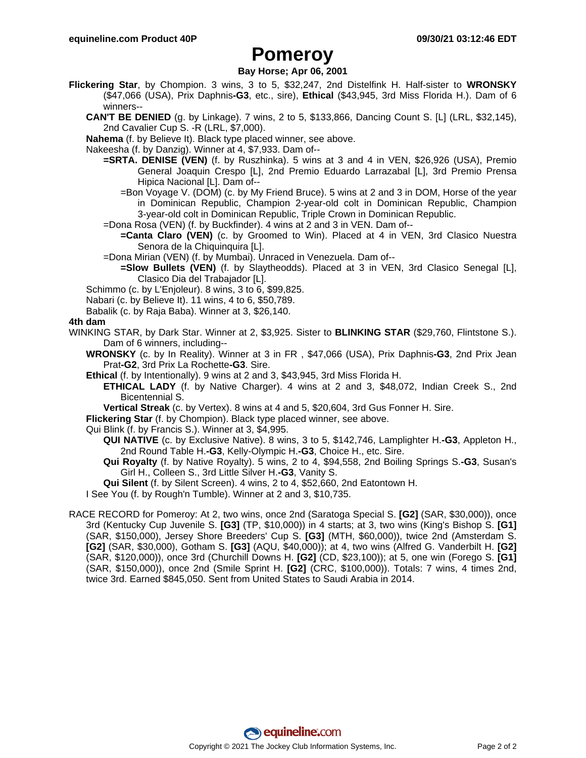# Pomeroy

**Bay Horse; Apr 06, 2001**

**Flickering Star**, by Chompion. 3 wins, 3 to 5, $32,247, 2nd Distelfink H. Half-sister to **WRONSKY** ($47,066 (USA), Prix Daphnis**-G3**, etc., sire), **Ethical** ($43,945, 3rd Miss Florida H.). Dam of 6 winners--

- **CAN'T BE DENIED** (g. by Linkage). 7 wins, 2 to 5, $133,866, Dancing Count S. [L] (LRL, $32,145), 2nd Cavalier Cup S. -R (LRL, $7,000).
- **Nahema** (f. by Believe It). Black type placed winner, see above.
- Nakeesha (f. by Danzig). Winner at 4, $7,933. Dam of--
  - **=SRTA. DENISE (VEN)** (f. by Ruszhinka). 5 wins at 3 and 4 in VEN, $26,926 (USA), Premio General Joaquin Crespo [L], 2nd Premio Eduardo Larrazabal [L], 3rd Premio Prensa Hipica Nacional [L]. Dam of--
    - =Bon Voyage V. (DOM) (c. by My Friend Bruce). 5 wins at 2 and 3 in DOM, Horse of the year in Dominican Republic, Champion 2-year-old colt in Dominican Republic, Champion 3-year-old colt in Dominican Republic, Triple Crown in Dominican Republic.
  - =Dona Rosa (VEN) (f. by Buckfinder). 4 wins at 2 and 3 in VEN. Dam of--
    - **=Canta Claro (VEN)** (c. by Groomed to Win). Placed at 4 in VEN, 3rd Clasico Nuestra Senora de la Chiquinquira [L].
  - =Dona Mirian (VEN) (f. by Mumbai). Unraced in Venezuela. Dam of--
    - **=Slow Bullets (VEN)** (f. by Slaytheodds). Placed at 3 in VEN, 3rd Clasico Senegal [L], Clasico Dia del Trabajador [L].
- Schimmo (c. by L'Enjoleur). 8 wins, 3 to 6, $99,825.
- Nabari (c. by Believe It). 11 wins, 4 to 6, $50,789.
- Babalik (c. by Raja Baba). Winner at 3, $26,140.

**4th dam**

WINKING STAR, by Dark Star. Winner at 2, $3,925. Sister to **BLINKING STAR** ($29,760, Flintstone S.). Dam of 6 winners, including--

- **WRONSKY** (c. by In Reality). Winner at 3 in FR , $47,066 (USA), Prix Daphnis**-G3**, 2nd Prix Jean Prat**-G2**, 3rd Prix La Rochette**-G3**. Sire.
- **Ethical** (f. by Intentionally). 9 wins at 2 and 3, $43,945, 3rd Miss Florida H.
  - **ETHICAL LADY** (f. by Native Charger). 4 wins at 2 and 3, $48,072, Indian Creek S., 2nd Bicentennial S.
  - **Vertical Streak** (c. by Vertex). 8 wins at 4 and 5, $20,604, 3rd Gus Fonner H. Sire.
- **Flickering Star** (f. by Chompion). Black type placed winner, see above.
- Qui Blink (f. by Francis S.). Winner at 3, $4,995.
  - **QUI NATIVE** (c. by Exclusive Native). 8 wins, 3 to 5, $142,746, Lamplighter H.**-G3**, Appleton H., 2nd Round Table H.**-G3**, Kelly-Olympic H.**-G3**, Choice H., etc. Sire.
  - **Qui Royalty** (f. by Native Royalty). 5 wins, 2 to 4, $94,558, 2nd Boiling Springs S.**-G3**, Susan's Girl H., Colleen S., 3rd Little Silver H.**-G3**, Vanity S.
  - **Qui Silent** (f. by Silent Screen). 4 wins, 2 to 4, $52,660, 2nd Eatontown H.
- I See You (f. by Rough'n Tumble). Winner at 2 and 3, $10,735.

RACE RECORD for Pomeroy: At 2, two wins, once 2nd (Saratoga Special S. **[G2]** (SAR, $30,000)), once 3rd (Kentucky Cup Juvenile S. **[G3]** (TP, $10,000)) in 4 starts; at 3, two wins (King's Bishop S. **[G1]** (SAR, $150,000), Jersey Shore Breeders' Cup S. **[G3]** (MTH, $60,000)), twice 2nd (Amsterdam S. **[G2]** (SAR, $30,000), Gotham S. **[G3]** (AQU, $40,000)); at 4, two wins (Alfred G. Vanderbilt H. **[G2]** (SAR, $120,000)), once 3rd (Churchill Downs H. **[G2]** (CD, $23,100)); at 5, one win (Forego S. **[G1]** (SAR, $150,000)), once 2nd (Smile Sprint H. **[G2]** (CRC, $100,000)). Totals: 7 wins, 4 times 2nd, twice 3rd. Earned $845,050. Sent from United States to Saudi Arabia in 2014.